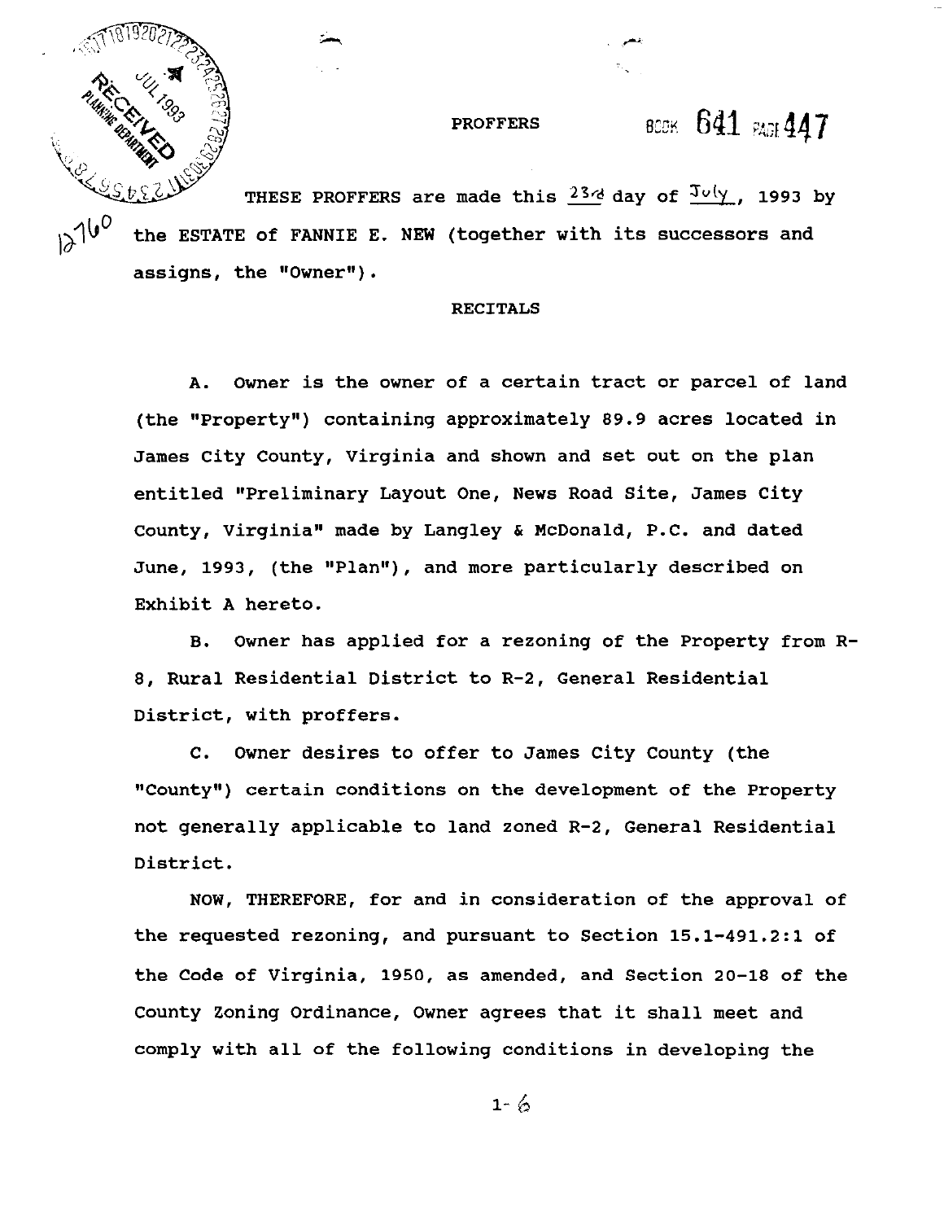# PROFFERS

BOOK 641 PAGE 447

THESE PROFFERS are made this 23rd day of July, 1993 by the ESTATE of FANNIE E. NEW (together with its successors and assigns, the "Owner").

## RECITALS

A. Owner is the owner of a certain tract or parcel of land (the "Property") containing approximately 89.9 acres located in James City County, Virginia and shown and set out on the plan entitled "Preliminary Layout One, News Road Site, James City County, Virginia" made by Langley & McDonald, P.C. and dated June, 1993, (the "Plan"), and more particularly described on Exhibit A hereto.

B. Owner has applied for a rezoning of the Property from R-8, Rural Residential District to R-2, General Residential District, with proffers.

C. Owner desires to offer to James City County (the "County") certain conditions on the development of the Property not generally applicable to land zoned R-2, General Residential District.

NOW, THEREFORE, for and in consideration of the approval of the requested rezoning, and pursuant to Section 15.1-491.2:1 of the Code of Virginia, 1950, as amended, and Section 20-18 of the County Zoning Ordinance, Owner agrees that it shall meet and comply with all of the following conditions in developing the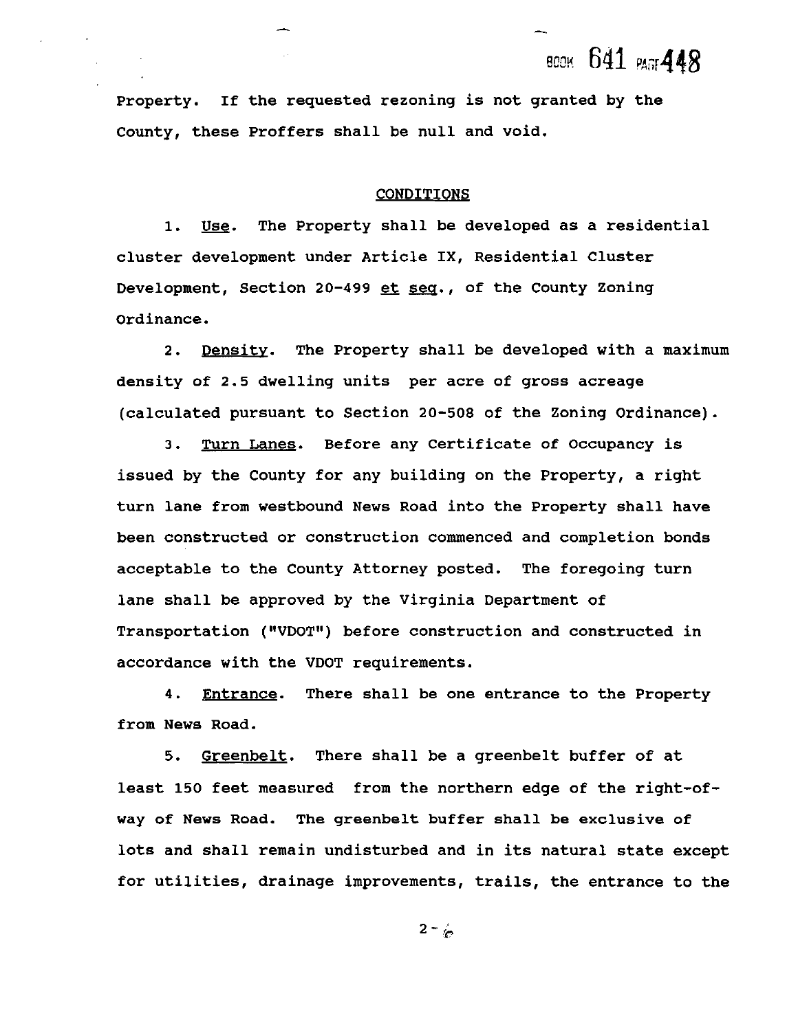Property. If the requested rezoning is not granted by the County, these Proffers shall be null and void.

## CONDITIONS

1. Use. The Property shall be developed as a residential cluster development under Article IX, Residential Cluster Development, Section 20-499 et seq., of the County Zoning Ordinance.

2. Density. The Property shall be developed with a maximum density of 2.5 dwelling units per acre of gross acreage (calculated pursuant to Section 20-508 of the Zoning Ordinance).

3. Turn Lanes. Before any Certificate of Occupancy is issued by the County for any building on the Property, a right turn lane from westbound News Road into the Property shall have been constructed or construction commenced and completion bonds acceptable to the County Attorney posted. The foregoing turn lane shall be approved by the Virginia Department of Transportation ("VDOT") before construction and constructed in accordance with the VDOT requirements.

4. Entrance. There shall be one entrance to the Property from News Road.

5. Greenbelt. There shall be a greenbelt buffer of at least 150 feet measured from the northern edge of the right-of-way of News Road. The greenbelt buffer shall be exclusive of lots and shall remain undisturbed and in its natural state except for utilities, drainage improvements, trails, the entrance to the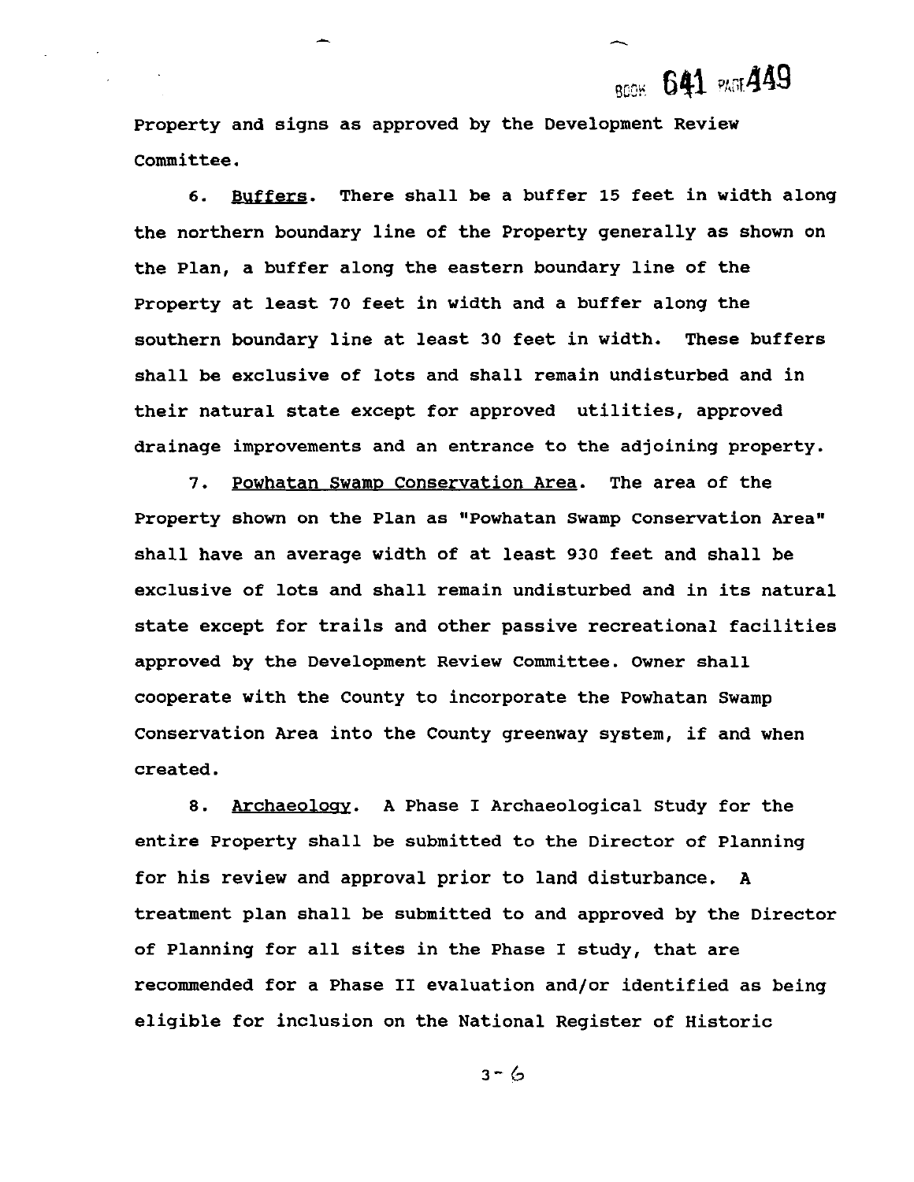Property and signs as approved by the Development Review Committee.

6. Buffers. There shall be a buffer 15 feet in width along the northern boundary line of the Property generally as shown on the Plan, a buffer along the eastern boundary line of the Property at least 70 feet in width and a buffer along the southern boundary line at least 30 feet in width. These buffers shall be exclusive of lots and shall remain undisturbed and in their natural state except for approved utilities, approved drainage improvements and an entrance to the adjoining property.

7. Powhatan Swamp Conservation Area. The area of the Property shown on the Plan as "Powhatan Swamp Conservation Area" shall have an average width of at least 930 feet and shall be exclusive of lots and shall remain undisturbed and in its natural state except for trails and other passive recreational facilities approved by the Development Review Committee. Owner shall cooperate with the County to incorporate the Powhatan Swamp Conservation Area into the County greenway system, if and when created.

8. Archaeology. A Phase I Archaeological Study for the entire Property shall be submitted to the Director of Planning for his review and approval prior to land disturbance. A treatment plan shall be submitted to and approved by the Director of Planning for all sites in the Phase I study, that are recommended for a Phase II evaluation and/or identified as being eligible for inclusion on the National Register of Historic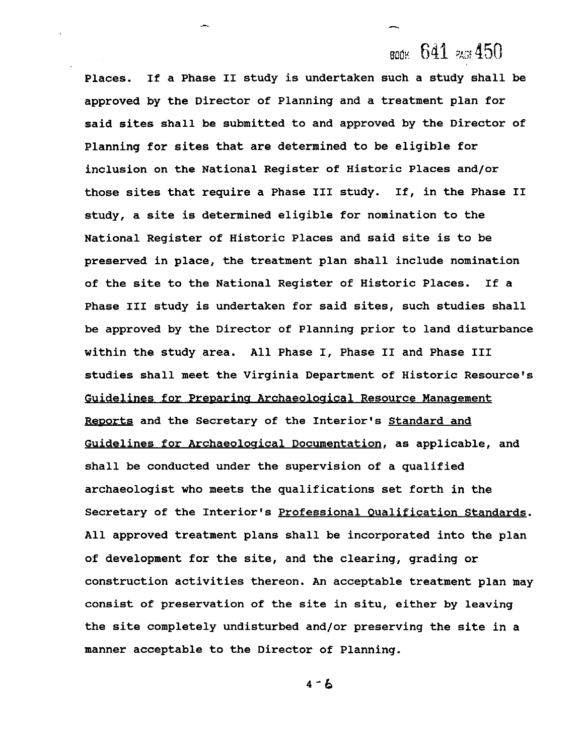Places. If a Phase II study is undertaken such a study shall be approved by the Director of Planning and a treatment plan for said sites shall be submitted to and approved by the Director of Planning for sites that are determined to be eligible for inclusion on the National Register of Historic Places and/or those sites that require a Phase III study. If, in the Phase II study, a site is determined eligible for nomination to the National Register of Historic Places and said site is to be preserved in place, the treatment plan shall include nomination of the site to the National Register of Historic Places. If a Phase III study is undertaken for said sites, such studies shall be approved by the Director of Planning prior to land disturbance within the study area. All Phase I, Phase II and Phase III studies shall meet the Virginia Department of Historic Resource's Guidelines for Preparing Archaeological Resource Management Reports and the Secretary of the Interior's Standard and Guidelines for Archaeological Documentation, as applicable, and shall be conducted under the supervision of a qualified archaeologist who meets the qualifications set forth in the Secretary of the Interior's Professional Qualification Standards. All approved treatment plans shall be incorporated into the plan of development for the site, and the clearing, grading or construction activities thereon. An acceptable treatment plan may consist of preservation of the site in situ, either by leaving the site completely undisturbed and/or preserving the site in a manner acceptable to the Director of Planning.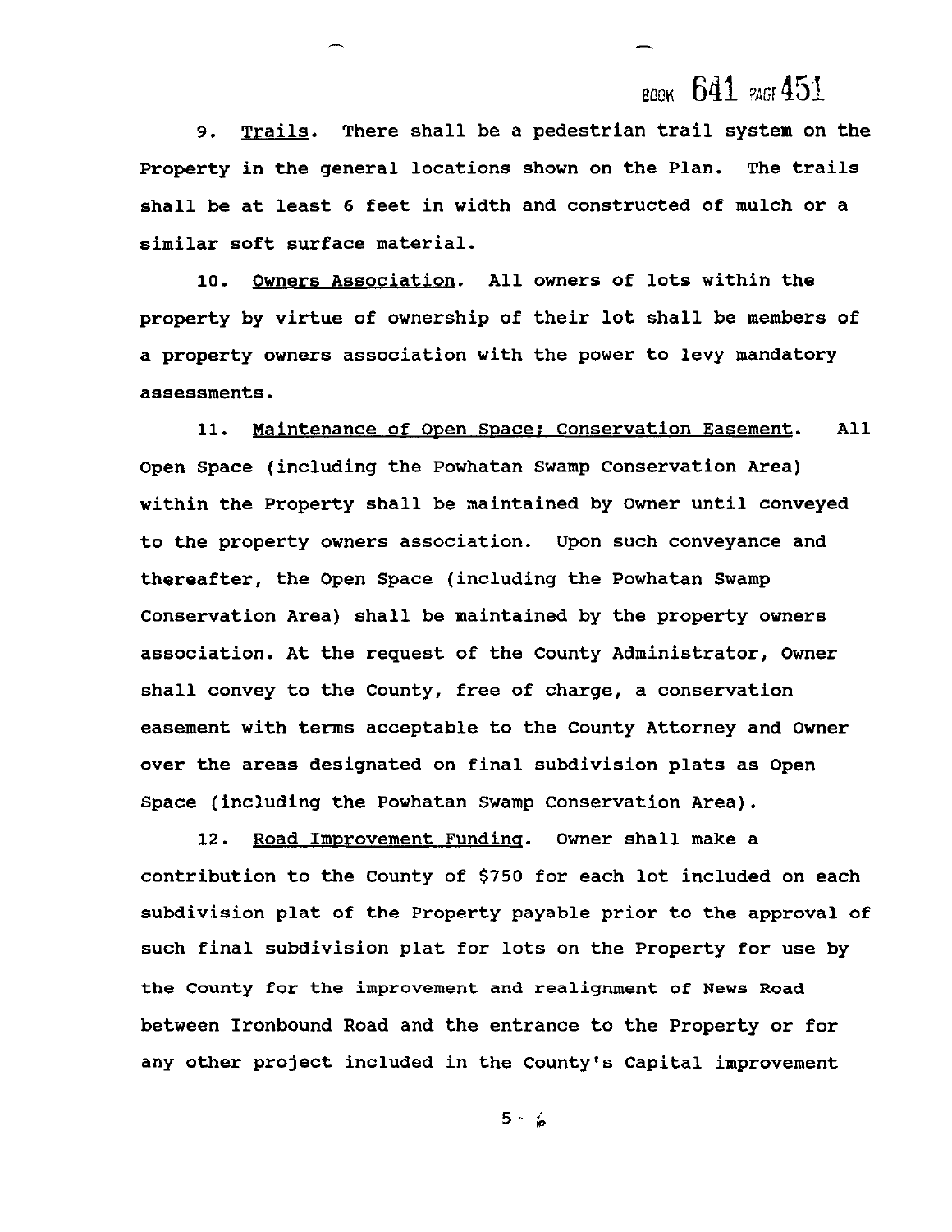9. Trails. There shall be a pedestrian trail system on the Property in the general locations shown on the Plan. The trails shall be at least 6 feet in width and constructed of mulch or a similar soft surface material.

10. Owners Association. All owners of lots within the property by virtue of ownership of their lot shall be members of a property owners association with the power to levy mandatory assessments.

11. Maintenance of Open Space; Conservation Easement. All Open Space (including the Powhatan Swamp Conservation Area) within the Property shall be maintained by Owner until conveyed to the property owners association. Upon such conveyance and thereafter, the Open Space (including the Powhatan Swamp Conservation Area) shall be maintained by the property owners association. At the request of the County Administrator, Owner shall convey to the County, free of charge, a conservation easement with terms acceptable to the County Attorney and Owner over the areas designated on final subdivision plats as Open Space (including the Powhatan Swamp Conservation Area).

12. Road Improvement Funding. Owner shall make a contribution to the County of $750 for each lot included on each subdivision plat of the Property payable prior to the approval of such final subdivision plat for lots on the Property for use by the County for the improvement and realignment of News Road between Ironbound Road and the entrance to the Property or for any other project included in the County's Capital improvement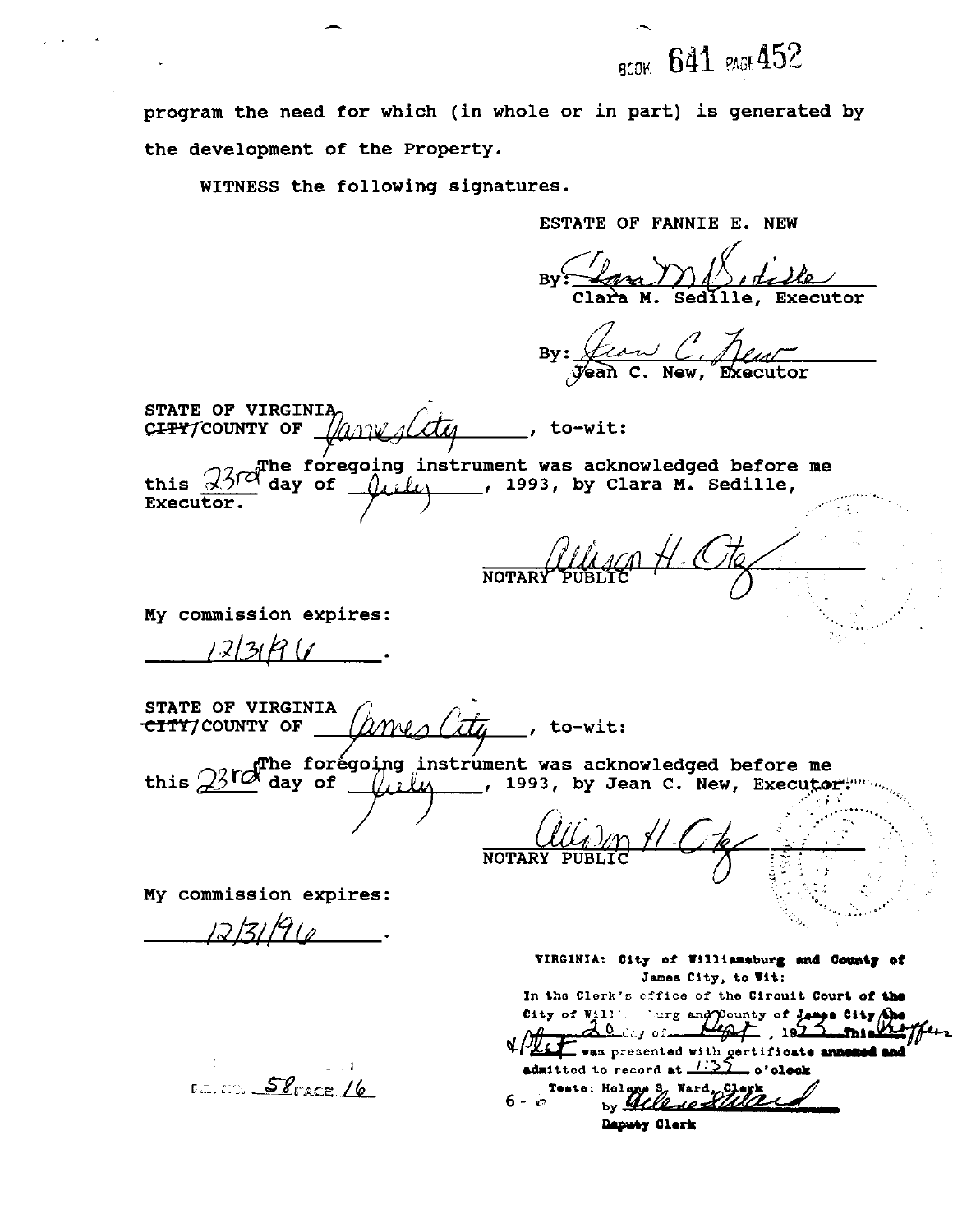BOOK 641 PAGE 452

program the need for which (in whole or in part) is generated by the development of the Property.

WITNESS the following signatures.

ESTATE OF FANNIE E. NEW

By: _______________________
Clara M. Sedille, Executor

By: _______________________
Jean C. New, Executor

STATE OF VIRGINIA
~~CITY~~/COUNTY OF James City, to-wit:

The foregoing instrument was acknowledged before me this 23rd day of July, 1993, by Clara M. Sedille, Executor.

_______________________
NOTARY PUBLIC

My commission expires:

12/31/96.

STATE OF VIRGINIA
~~CITY~~/COUNTY OF James City, to-wit:

The foregoing instrument was acknowledged before me this 23rd day of July, 1993, by Jean C. New, Executor.

_______________________
NOTARY PUBLIC

My commission expires:

12/31/96.

VIRGINIA: City of Williamsburg and County of James City, to Wit:

In the Clerk's office of the Circuit Court of the City of Williamsburg and County of James City the 20 day of Sept, 1993 This Proffer & Plat was presented with certificate annexed and admitted to record at 1:35 o'clock

Teste: Helene S. Ward, Clerk
by _______________________
Deputy Clerk

6 - 6

P.B. NO. 58 PAGE 16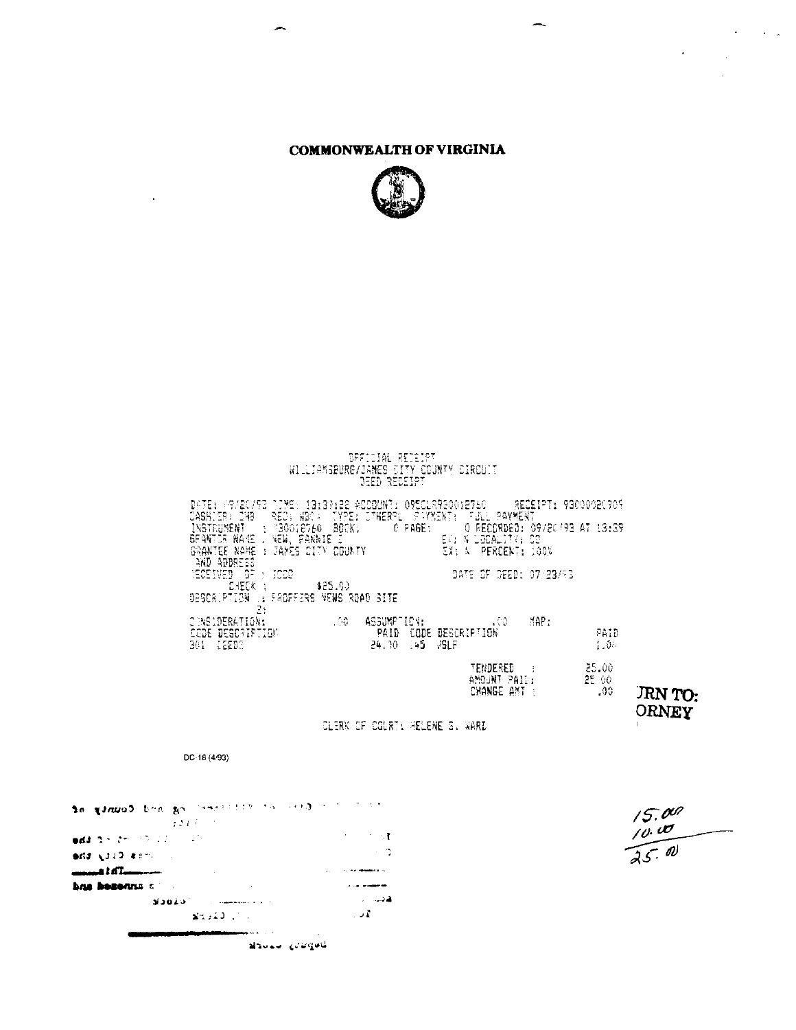# COMMONWEALTH OF VIRGINIA

OFFICIAL RECEIPT
WILLIAMSBURG/JAMES CITY COUNTY CIRCUIT
DEED RECEIPT

DATE: 09/20/93 TIME: 13:39:22 ACCOUNT: 095CLR930012760 RECEIPT: 93000020909
CASHIER: DXB REG: WB04 TYPE: OTHERPL PAYMENT: FULL PAYMENT
INSTRUMENT : 930012760 BOOK: 0 PAGE: 0 RECORDED: 09/20/93 AT 13:39
GRANTOR NAME : NEW, FANNIE E EX: N LOCALITY: CO
GRANTEE NAME : JAMES CITY COUNTY EX: N PERCENT: 100%
AND ADDRESS
RECEIVED OF : JCCO DATE OF DEED: 07/23/93
CHECK : $25.00
DESCRIPTION : PROFFERS NEWS ROAD SITE
2:
CONSIDERATION: .00 ASSUMPTION: .00 MAP:

| CODE | DESCRIPTION | PAID | CODE | DESCRIPTION | PAID |
|---|---|---|---|---|---|
| 301 | DEEDS | 24.00 | 145 | VSLF | 1.00 |

TENDERED : 25.00
AMOUNT PAID: 25.00
CHANGE AMT : .00

CLERK OF COURT: HELENE S. WARD

DC-18 (4/93)

JRN TO:
ORNEY

15.00
10.00
25.00